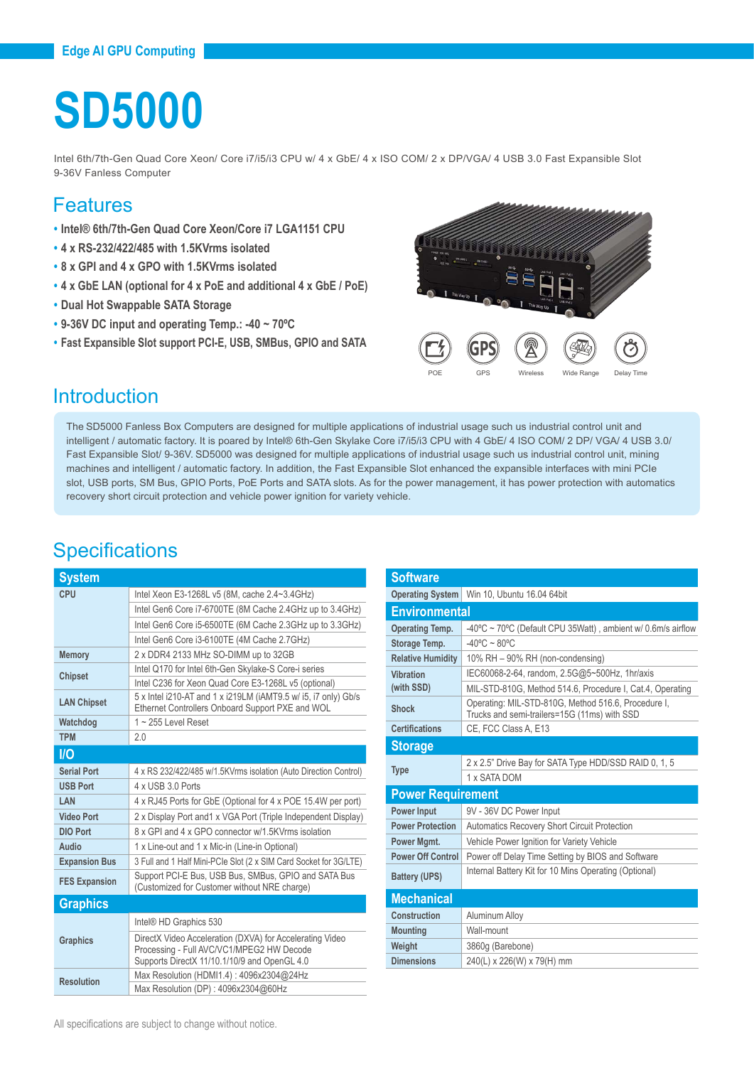Edge AI GPU Computing

# SD5000

Intel 6th/7th-Gen Quad Core Xeon/ Core i7/i5/i3 CPU w/ 4 x GbE/ 4 x ISO COM/ 2 x DP/VGA/ 4 USB 3.0 Fast Expansible Slot 9-36V Fanless Computer

## Features

- Intel® 6th/7th-Gen Quad Core Xeon/Core i7 LGA1151 CPU
- 4 x RS-232/422/485 with 1.5KVrms isolated
- 8 x GPI and 4 x GPO with 1.5KVrms isolated
- 4 x GbE LAN (optional for 4 x PoE and additional 4 x GbE / PoE)
- Dual Hot Swappable SATA Storage
- 9-36V DC input and operating Temp.: -40 ~ 70ºC
- Fast Expansible Slot support PCI-E, USB, SMBus, GPIO and SATA

POE GPS Wireless Wide Range Delay Time

## Introduction

The SD5000 Fanless Box Computers are designed for multiple applications of industrial usage such us industrial control unit and intelligent / automatic factory. It is poared by Intel® 6th-Gen Skylake Core i7/i5/i3 CPU with 4 GbE/ 4 ISO COM/ 2 DP/ VGA/ 4 USB 3.0/ Fast Expansible Slot/ 9-36V. SD5000 was designed for multiple applications of industrial usage such us industrial control unit, mining machines and intelligent / automatic factory. In addition, the Fast Expansible Slot enhanced the expansible interfaces with mini PCIe slot, USB ports, SM Bus, GPIO Ports, PoE Ports and SATA slots. As for the power management, it has power protection with automatics recovery short circuit protection and vehicle power ignition for variety vehicle.

## Specifications

| System | |
|---|---|
| CPU | Intel Xeon E3-1268L v5 (8M, cache 2.4~3.4GHz) |
| | Intel Gen6 Core i7-6700TE (8M Cache 2.4GHz up to 3.4GHz) |
| | Intel Gen6 Core i5-6500TE (6M Cache 2.3GHz up to 3.3GHz) |
| | Intel Gen6 Core i3-6100TE (4M Cache 2.7GHz) |
| Memory | 2 x DDR4 2133 MHz SO-DIMM up to 32GB |
| Chipset | Intel Q170 for Intel 6th-Gen Skylake-S Core-i series |
| | Intel C236 for Xeon Quad Core E3-1268L v5 (optional) |
| LAN Chipset | 5 x Intel i210-AT and 1 x i219LM (iAMT9.5 w/ i5, i7 only) Gb/s Ethernet Controllers Onboard Support PXE and WOL |
| Watchdog | 1 ~ 255 Level Reset |
| TPM | 2.0 |

| I/O | |
|---|---|
| Serial Port | 4 x RS 232/422/485 w/1.5KVrms isolation (Auto Direction Control) |
| USB Port | 4 x USB 3.0 Ports |
| LAN | 4 x RJ45 Ports for GbE (Optional for 4 x POE 15.4W per port) |
| Video Port | 2 x Display Port and1 x VGA Port (Triple Independent Display) |
| DIO Port | 8 x GPI and 4 x GPO connector w/1.5KVrms isolation |
| Audio | 1 x Line-out and 1 x Mic-in (Line-in Optional) |
| Expansion Bus | 3 Full and 1 Half Mini-PCIe Slot (2 x SIM Card Socket for 3G/LTE) |
| FES Expansion | Support PCI-E Bus, USB Bus, SMBus, GPIO and SATA Bus (Customized for Customer without NRE charge) |

| Graphics | |
|---|---|
| Graphics | Intel® HD Graphics 530 |
| | DirectX Video Acceleration (DXVA) for Accelerating Video Processing - Full AVC/VC1/MPEG2 HW Decode Supports DirectX 11/10.1/10/9 and OpenGL 4.0 |
| Resolution | Max Resolution (HDMI1.4) : 4096x2304@24Hz |
| | Max Resolution (DP) : 4096x2304@60Hz |

| Software | |
|---|---|
| Operating System | Win 10, Ubuntu 16.04 64bit |

| Environmental | |
|---|---|
| Operating Temp. | -40ºC ~ 70ºC (Default CPU 35Watt) , ambient w/ 0.6m/s airflow |
| Storage Temp. | -40ºC ~ 80ºC |
| Relative Humidity | 10% RH – 90% RH (non-condensing) |
| Vibration (with SSD) | IEC60068-2-64, random, 2.5G@5~500Hz, 1hr/axis |
| | MIL-STD-810G, Method 514.6, Procedure I, Cat.4, Operating |
| Shock | Operating: MIL-STD-810G, Method 516.6, Procedure I, Trucks and semi-trailers=15G (11ms) with SSD |
| Certifications | CE, FCC Class A, E13 |

| Storage | |
|---|---|
| Type | 2 x 2.5" Drive Bay for SATA Type HDD/SSD RAID 0, 1, 5 |
| | 1 x SATA DOM |

| Power Requirement | |
|---|---|
| Power Input | 9V - 36V DC Power Input |
| Power Protection | Automatics Recovery Short Circuit Protection |
| Power Mgmt. | Vehicle Power Ignition for Variety Vehicle |
| Power Off Control | Power off Delay Time Setting by BIOS and Software |
| Battery (UPS) | Internal Battery Kit for 10 Mins Operating (Optional) |

| Mechanical | |
|---|---|
| Construction | Aluminum Alloy |
| Mounting | Wall-mount |
| Weight | 3860g (Barebone) |
| Dimensions | 240(L) x 226(W) x 79(H) mm |

All specifications are subject to change without notice.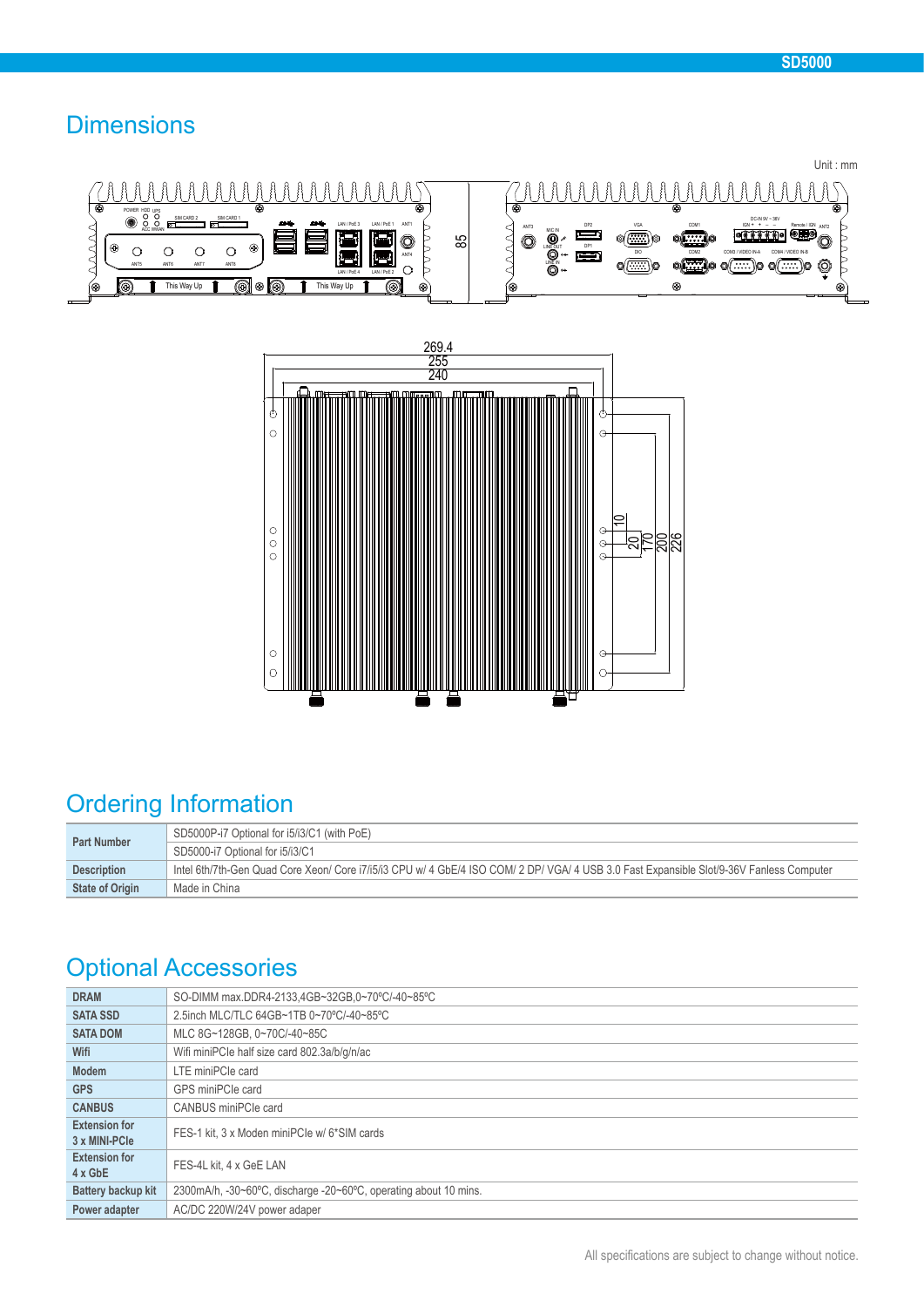## Dimensions

Unit : mm

85

269.4
255
240

10
20
170
200
226

## Ordering Information

| | |
|---|---|
| **Part Number** | SD5000P-i7 Optional for i5/i3/C1 (with PoE) |
| | SD5000-i7 Optional for i5/i3/C1 |
| **Description** | Intel 6th/7th-Gen Quad Core Xeon/ Core i7/i5/i3 CPU w/ 4 GbE/4 ISO COM/ 2 DP/ VGA/ 4 USB 3.0 Fast Expansible Slot/9-36V Fanless Computer |
| **State of Origin** | Made in China |

## Optional Accessories

| | |
|---|---|
| **DRAM** | SO-DIMM max.DDR4-2133,4GB~32GB,0~70ºC/-40~85ºC |
| **SATA SSD** | 2.5inch MLC/TLC 64GB~1TB 0~70ºC/-40~85ºC |
| **SATA DOM** | MLC 8G~128GB, 0~70C/-40~85C |
| **Wifi** | Wifi miniPCIe half size card 802.3a/b/g/n/ac |
| **Modem** | LTE miniPCIe card |
| **GPS** | GPS miniPCIe card |
| **CANBUS** | CANBUS miniPCIe card |
| **Extension for 3 x MINI-PCIe** | FES-1 kit, 3 x Moden miniPCIe w/ 6*SIM cards |
| **Extension for 4 x GbE** | FES-4L kit, 4 x GeE LAN |
| **Battery backup kit** | 2300mAh, -30~60ºC, discharge -20~60ºC, operating about 10 mins. |
| **Power adapter** | AC/DC 220W/24V power adaper |

All specifications are subject to change without notice.